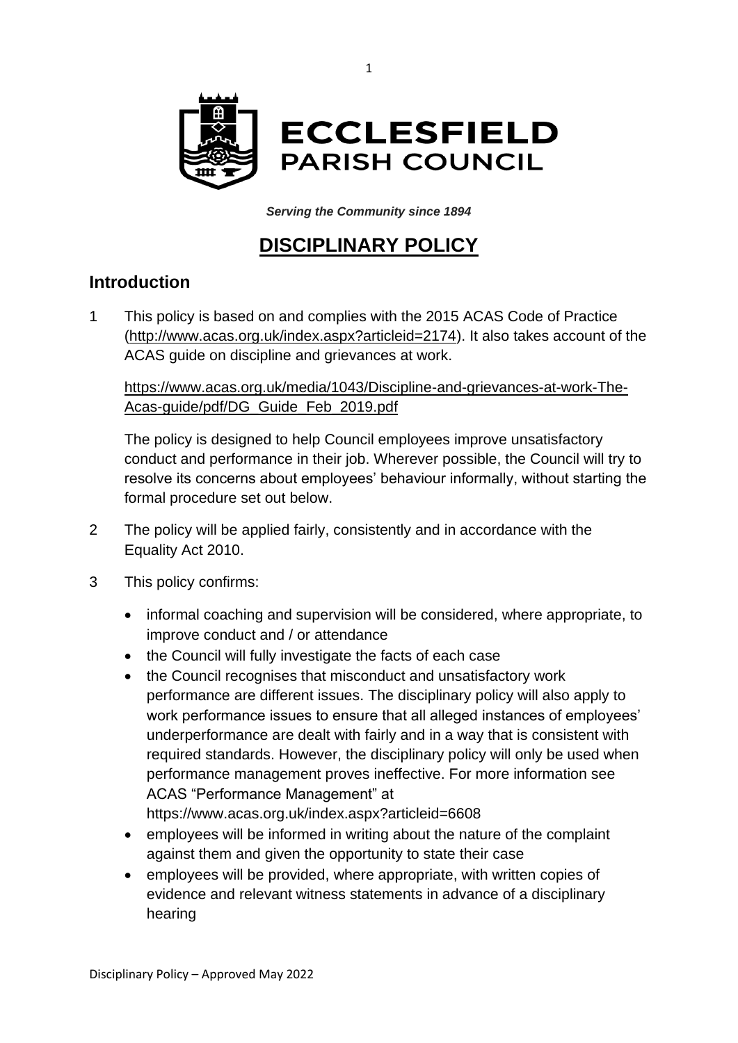**ECCLESFIELD PARISH COUNCIL**

***Serving the Community since 1894***

# DISCIPLINARY POLICY

## Introduction

1 This policy is based on and complies with the 2015 ACAS Code of Practice (http://www.acas.org.uk/index.aspx?articleid=2174). It also takes account of the ACAS guide on discipline and grievances at work.

https://www.acas.org.uk/media/1043/Discipline-and-grievances-at-work-The-Acas-guide/pdf/DG_Guide_Feb_2019.pdf

The policy is designed to help Council employees improve unsatisfactory conduct and performance in their job. Wherever possible, the Council will try to resolve its concerns about employees' behaviour informally, without starting the formal procedure set out below.

2 The policy will be applied fairly, consistently and in accordance with the Equality Act 2010.

3 This policy confirms:

- informal coaching and supervision will be considered, where appropriate, to improve conduct and / or attendance
- the Council will fully investigate the facts of each case
- the Council recognises that misconduct and unsatisfactory work performance are different issues. The disciplinary policy will also apply to work performance issues to ensure that all alleged instances of employees' underperformance are dealt with fairly and in a way that is consistent with required standards. However, the disciplinary policy will only be used when performance management proves ineffective. For more information see ACAS "Performance Management" at https://www.acas.org.uk/index.aspx?articleid=6608
- employees will be informed in writing about the nature of the complaint against them and given the opportunity to state their case
- employees will be provided, where appropriate, with written copies of evidence and relevant witness statements in advance of a disciplinary hearing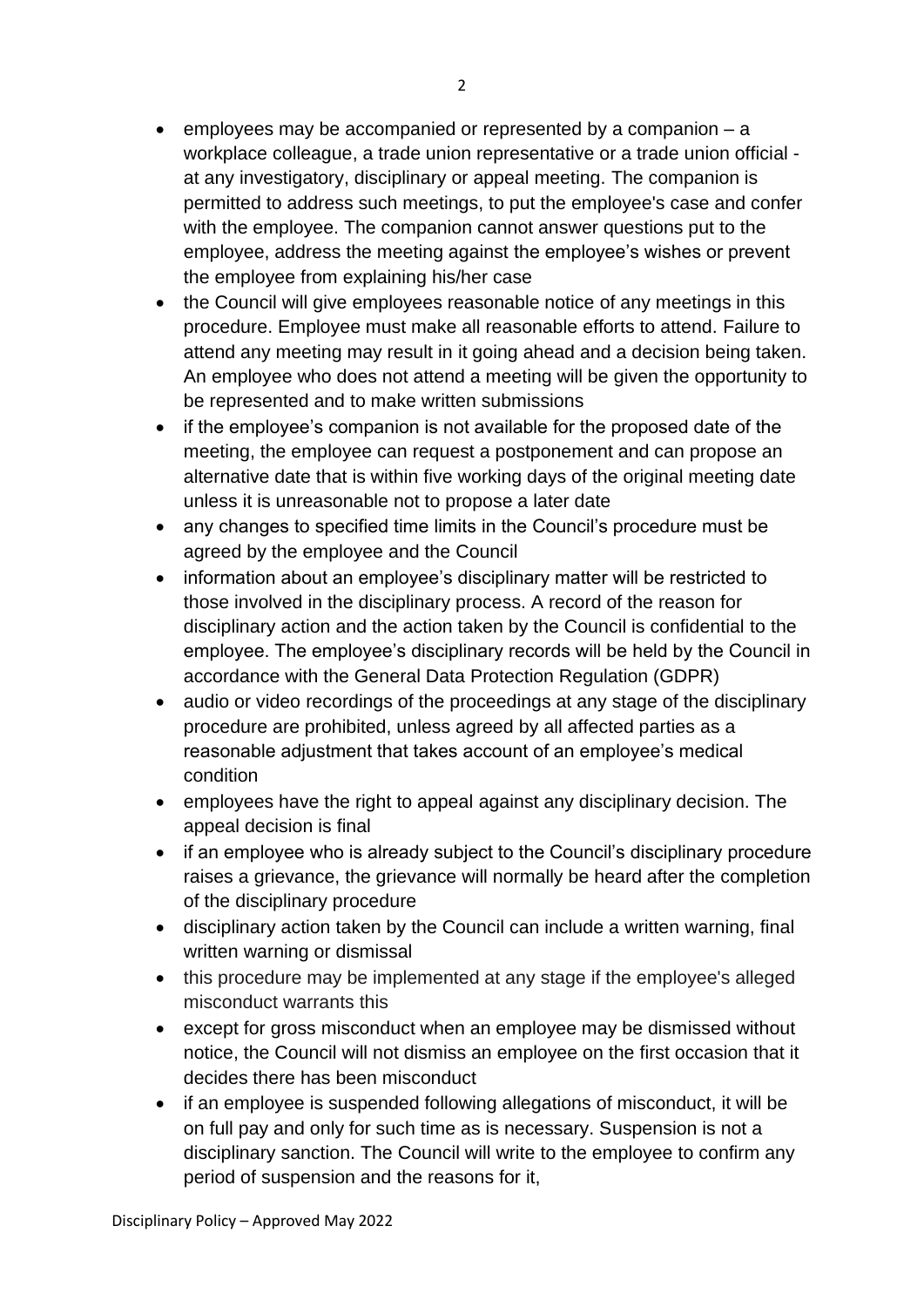- employees may be accompanied or represented by a companion – a workplace colleague, a trade union representative or a trade union official - at any investigatory, disciplinary or appeal meeting. The companion is permitted to address such meetings, to put the employee's case and confer with the employee. The companion cannot answer questions put to the employee, address the meeting against the employee's wishes or prevent the employee from explaining his/her case
- the Council will give employees reasonable notice of any meetings in this procedure. Employee must make all reasonable efforts to attend. Failure to attend any meeting may result in it going ahead and a decision being taken. An employee who does not attend a meeting will be given the opportunity to be represented and to make written submissions
- if the employee's companion is not available for the proposed date of the meeting, the employee can request a postponement and can propose an alternative date that is within five working days of the original meeting date unless it is unreasonable not to propose a later date
- any changes to specified time limits in the Council's procedure must be agreed by the employee and the Council
- information about an employee's disciplinary matter will be restricted to those involved in the disciplinary process. A record of the reason for disciplinary action and the action taken by the Council is confidential to the employee. The employee's disciplinary records will be held by the Council in accordance with the General Data Protection Regulation (GDPR)
- audio or video recordings of the proceedings at any stage of the disciplinary procedure are prohibited, unless agreed by all affected parties as a reasonable adjustment that takes account of an employee's medical condition
- employees have the right to appeal against any disciplinary decision. The appeal decision is final
- if an employee who is already subject to the Council's disciplinary procedure raises a grievance, the grievance will normally be heard after the completion of the disciplinary procedure
- disciplinary action taken by the Council can include a written warning, final written warning or dismissal
- this procedure may be implemented at any stage if the employee's alleged misconduct warrants this
- except for gross misconduct when an employee may be dismissed without notice, the Council will not dismiss an employee on the first occasion that it decides there has been misconduct
- if an employee is suspended following allegations of misconduct, it will be on full pay and only for such time as is necessary. Suspension is not a disciplinary sanction. The Council will write to the employee to confirm any period of suspension and the reasons for it,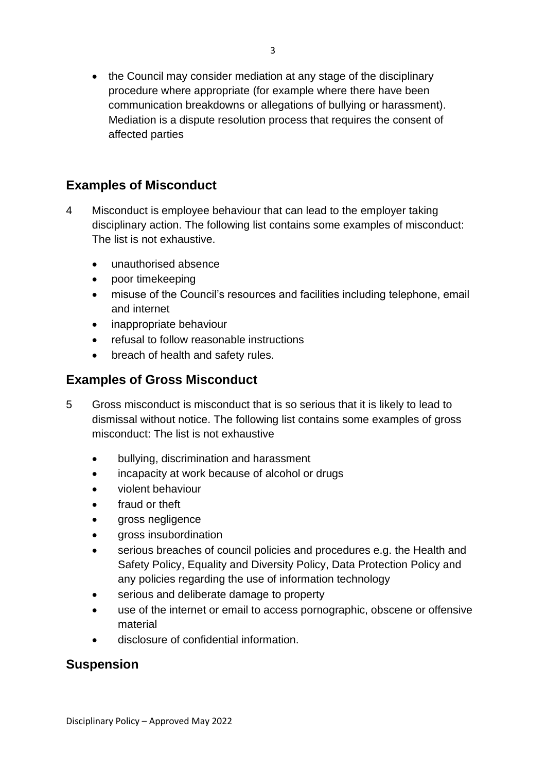- the Council may consider mediation at any stage of the disciplinary procedure where appropriate (for example where there have been communication breakdowns or allegations of bullying or harassment). Mediation is a dispute resolution process that requires the consent of affected parties

## Examples of Misconduct

4 Misconduct is employee behaviour that can lead to the employer taking disciplinary action. The following list contains some examples of misconduct: The list is not exhaustive.

- unauthorised absence
- poor timekeeping
- misuse of the Council's resources and facilities including telephone, email and internet
- inappropriate behaviour
- refusal to follow reasonable instructions
- breach of health and safety rules.

## Examples of Gross Misconduct

5 Gross misconduct is misconduct that is so serious that it is likely to lead to dismissal without notice. The following list contains some examples of gross misconduct: The list is not exhaustive

- bullying, discrimination and harassment
- incapacity at work because of alcohol or drugs
- violent behaviour
- fraud or theft
- gross negligence
- gross insubordination
- serious breaches of council policies and procedures e.g. the Health and Safety Policy, Equality and Diversity Policy, Data Protection Policy and any policies regarding the use of information technology
- serious and deliberate damage to property
- use of the internet or email to access pornographic, obscene or offensive material
- disclosure of confidential information.

## Suspension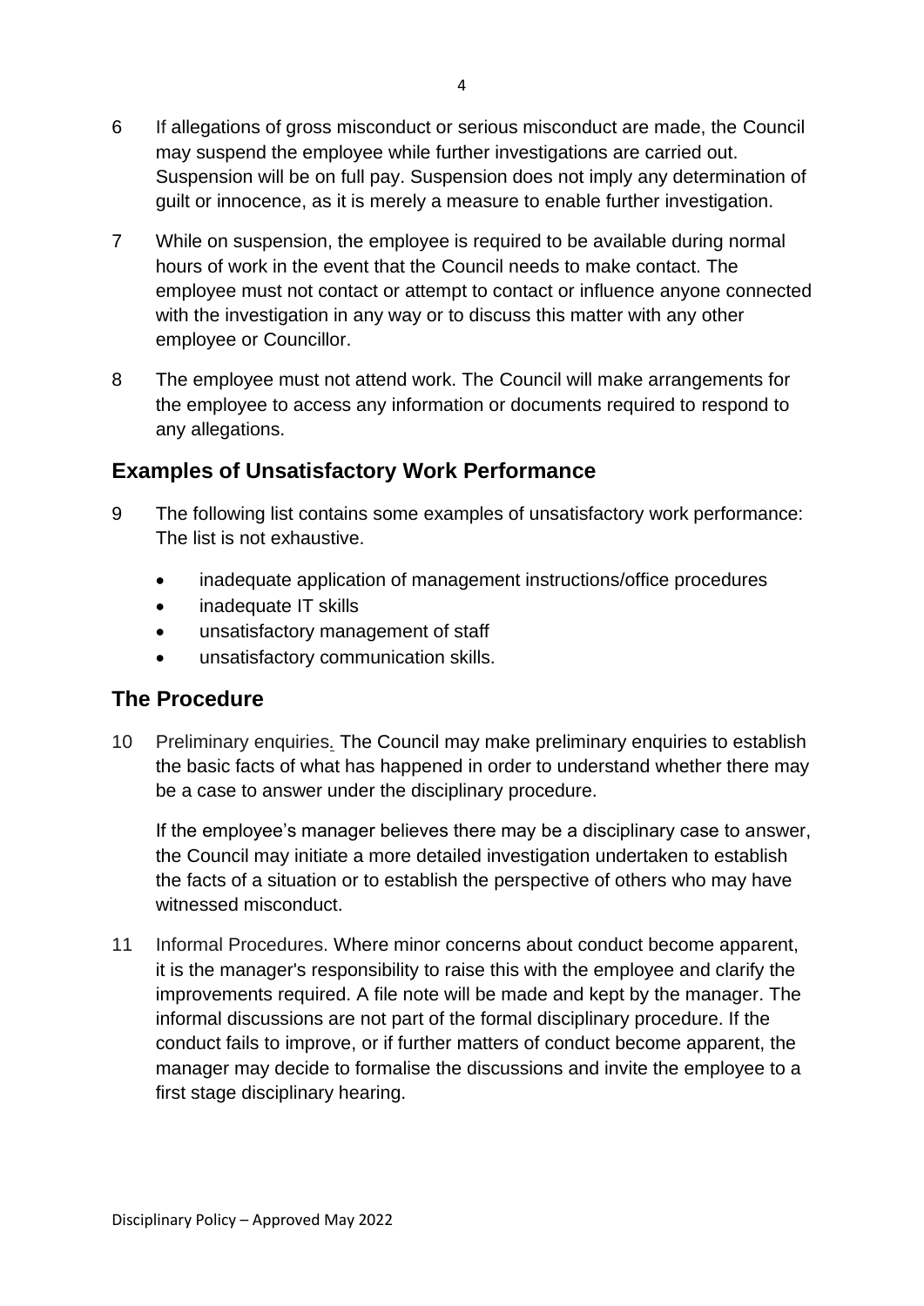6 If allegations of gross misconduct or serious misconduct are made, the Council may suspend the employee while further investigations are carried out. Suspension will be on full pay. Suspension does not imply any determination of guilt or innocence, as it is merely a measure to enable further investigation.

7 While on suspension, the employee is required to be available during normal hours of work in the event that the Council needs to make contact. The employee must not contact or attempt to contact or influence anyone connected with the investigation in any way or to discuss this matter with any other employee or Councillor.

8 The employee must not attend work. The Council will make arrangements for the employee to access any information or documents required to respond to any allegations.

## Examples of Unsatisfactory Work Performance

9 The following list contains some examples of unsatisfactory work performance: The list is not exhaustive.

- inadequate application of management instructions/office procedures
- inadequate IT skills
- unsatisfactory management of staff
- unsatisfactory communication skills.

## The Procedure

10 Preliminary enquiries. The Council may make preliminary enquiries to establish the basic facts of what has happened in order to understand whether there may be a case to answer under the disciplinary procedure.

If the employee's manager believes there may be a disciplinary case to answer, the Council may initiate a more detailed investigation undertaken to establish the facts of a situation or to establish the perspective of others who may have witnessed misconduct.

11 Informal Procedures. Where minor concerns about conduct become apparent, it is the manager's responsibility to raise this with the employee and clarify the improvements required. A file note will be made and kept by the manager. The informal discussions are not part of the formal disciplinary procedure. If the conduct fails to improve, or if further matters of conduct become apparent, the manager may decide to formalise the discussions and invite the employee to a first stage disciplinary hearing.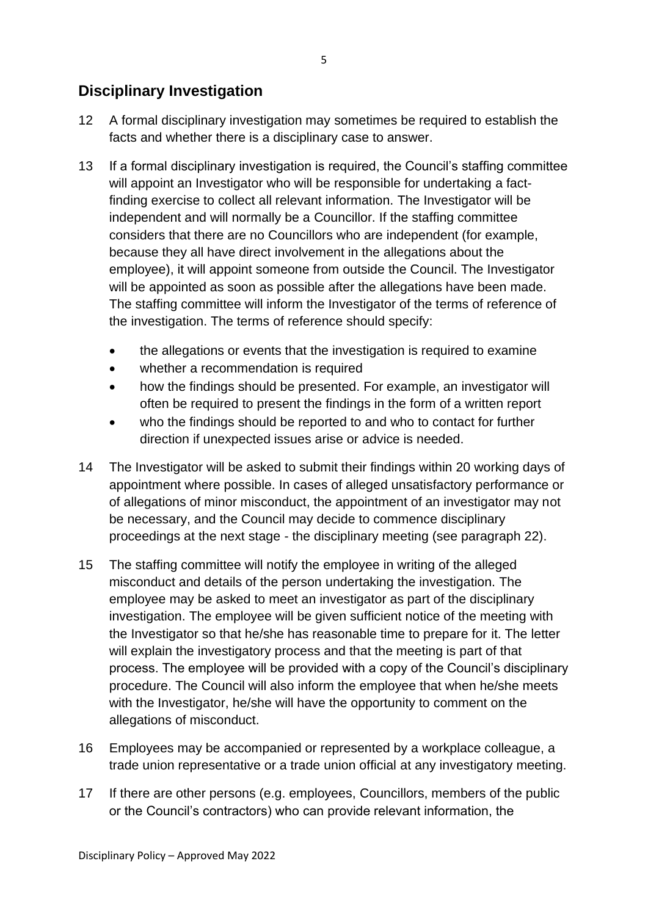## Disciplinary Investigation

12 A formal disciplinary investigation may sometimes be required to establish the facts and whether there is a disciplinary case to answer.

13 If a formal disciplinary investigation is required, the Council's staffing committee will appoint an Investigator who will be responsible for undertaking a fact-finding exercise to collect all relevant information. The Investigator will be independent and will normally be a Councillor. If the staffing committee considers that there are no Councillors who are independent (for example, because they all have direct involvement in the allegations about the employee), it will appoint someone from outside the Council. The Investigator will be appointed as soon as possible after the allegations have been made. The staffing committee will inform the Investigator of the terms of reference of the investigation. The terms of reference should specify:

- the allegations or events that the investigation is required to examine
- whether a recommendation is required
- how the findings should be presented. For example, an investigator will often be required to present the findings in the form of a written report
- who the findings should be reported to and who to contact for further direction if unexpected issues arise or advice is needed.

14 The Investigator will be asked to submit their findings within 20 working days of appointment where possible. In cases of alleged unsatisfactory performance or of allegations of minor misconduct, the appointment of an investigator may not be necessary, and the Council may decide to commence disciplinary proceedings at the next stage - the disciplinary meeting (see paragraph 22).

15 The staffing committee will notify the employee in writing of the alleged misconduct and details of the person undertaking the investigation. The employee may be asked to meet an investigator as part of the disciplinary investigation. The employee will be given sufficient notice of the meeting with the Investigator so that he/she has reasonable time to prepare for it. The letter will explain the investigatory process and that the meeting is part of that process. The employee will be provided with a copy of the Council's disciplinary procedure. The Council will also inform the employee that when he/she meets with the Investigator, he/she will have the opportunity to comment on the allegations of misconduct.

16 Employees may be accompanied or represented by a workplace colleague, a trade union representative or a trade union official at any investigatory meeting.

17 If there are other persons (e.g. employees, Councillors, members of the public or the Council's contractors) who can provide relevant information, the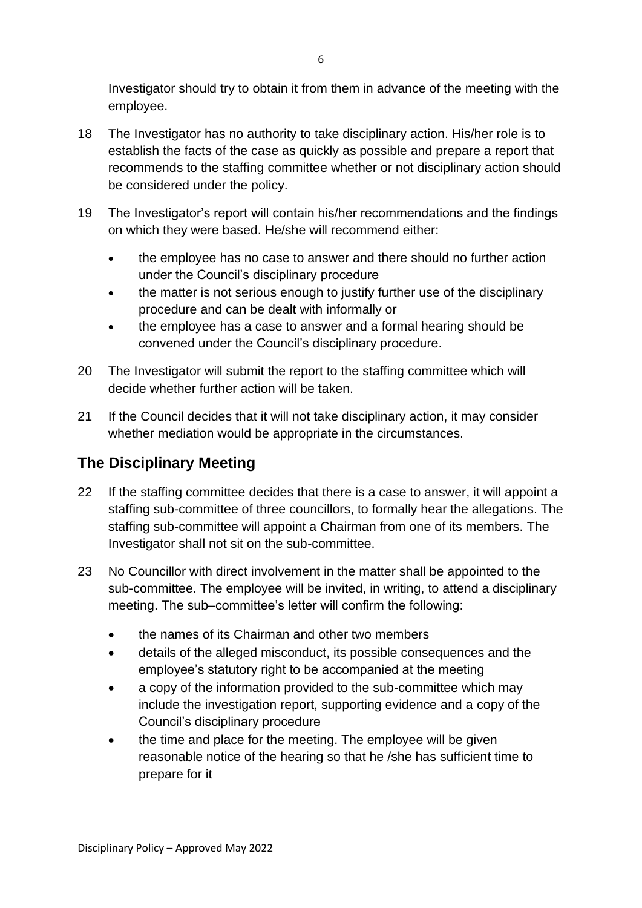Investigator should try to obtain it from them in advance of the meeting with the employee.

18 The Investigator has no authority to take disciplinary action. His/her role is to establish the facts of the case as quickly as possible and prepare a report that recommends to the staffing committee whether or not disciplinary action should be considered under the policy.

19 The Investigator's report will contain his/her recommendations and the findings on which they were based. He/she will recommend either:

- the employee has no case to answer and there should no further action under the Council's disciplinary procedure
- the matter is not serious enough to justify further use of the disciplinary procedure and can be dealt with informally or
- the employee has a case to answer and a formal hearing should be convened under the Council's disciplinary procedure.

20 The Investigator will submit the report to the staffing committee which will decide whether further action will be taken.

21 If the Council decides that it will not take disciplinary action, it may consider whether mediation would be appropriate in the circumstances.

## The Disciplinary Meeting

22 If the staffing committee decides that there is a case to answer, it will appoint a staffing sub-committee of three councillors, to formally hear the allegations. The staffing sub-committee will appoint a Chairman from one of its members. The Investigator shall not sit on the sub-committee.

23 No Councillor with direct involvement in the matter shall be appointed to the sub-committee. The employee will be invited, in writing, to attend a disciplinary meeting. The sub–committee's letter will confirm the following:

- the names of its Chairman and other two members
- details of the alleged misconduct, its possible consequences and the employee's statutory right to be accompanied at the meeting
- a copy of the information provided to the sub-committee which may include the investigation report, supporting evidence and a copy of the Council's disciplinary procedure
- the time and place for the meeting. The employee will be given reasonable notice of the hearing so that he /she has sufficient time to prepare for it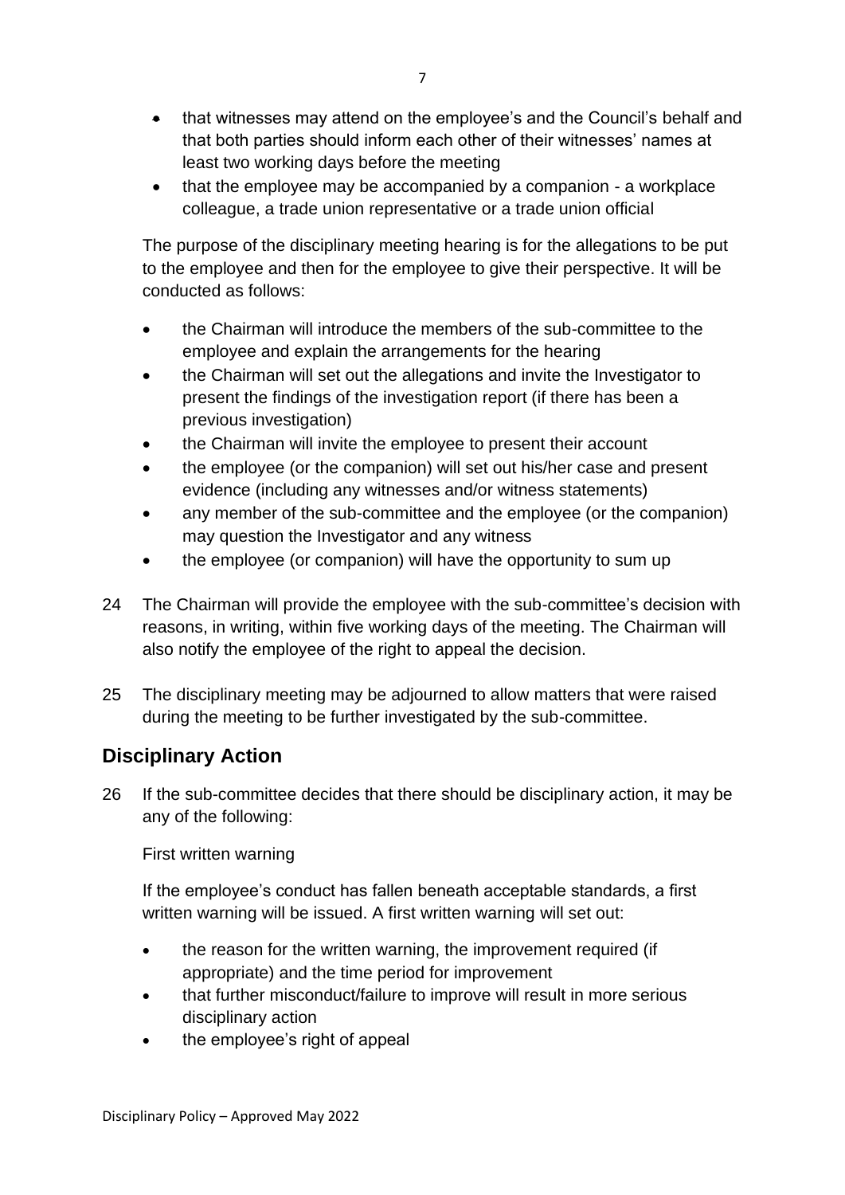- that witnesses may attend on the employee's and the Council's behalf and that both parties should inform each other of their witnesses' names at least two working days before the meeting
- that the employee may be accompanied by a companion - a workplace colleague, a trade union representative or a trade union official

The purpose of the disciplinary meeting hearing is for the allegations to be put to the employee and then for the employee to give their perspective. It will be conducted as follows:

- the Chairman will introduce the members of the sub-committee to the employee and explain the arrangements for the hearing
- the Chairman will set out the allegations and invite the Investigator to present the findings of the investigation report (if there has been a previous investigation)
- the Chairman will invite the employee to present their account
- the employee (or the companion) will set out his/her case and present evidence (including any witnesses and/or witness statements)
- any member of the sub-committee and the employee (or the companion) may question the Investigator and any witness
- the employee (or companion) will have the opportunity to sum up

24 The Chairman will provide the employee with the sub-committee's decision with reasons, in writing, within five working days of the meeting. The Chairman will also notify the employee of the right to appeal the decision.

25 The disciplinary meeting may be adjourned to allow matters that were raised during the meeting to be further investigated by the sub-committee.

## Disciplinary Action

26 If the sub-committee decides that there should be disciplinary action, it may be any of the following:

First written warning

If the employee's conduct has fallen beneath acceptable standards, a first written warning will be issued. A first written warning will set out:

- the reason for the written warning, the improvement required (if appropriate) and the time period for improvement
- that further misconduct/failure to improve will result in more serious disciplinary action
- the employee's right of appeal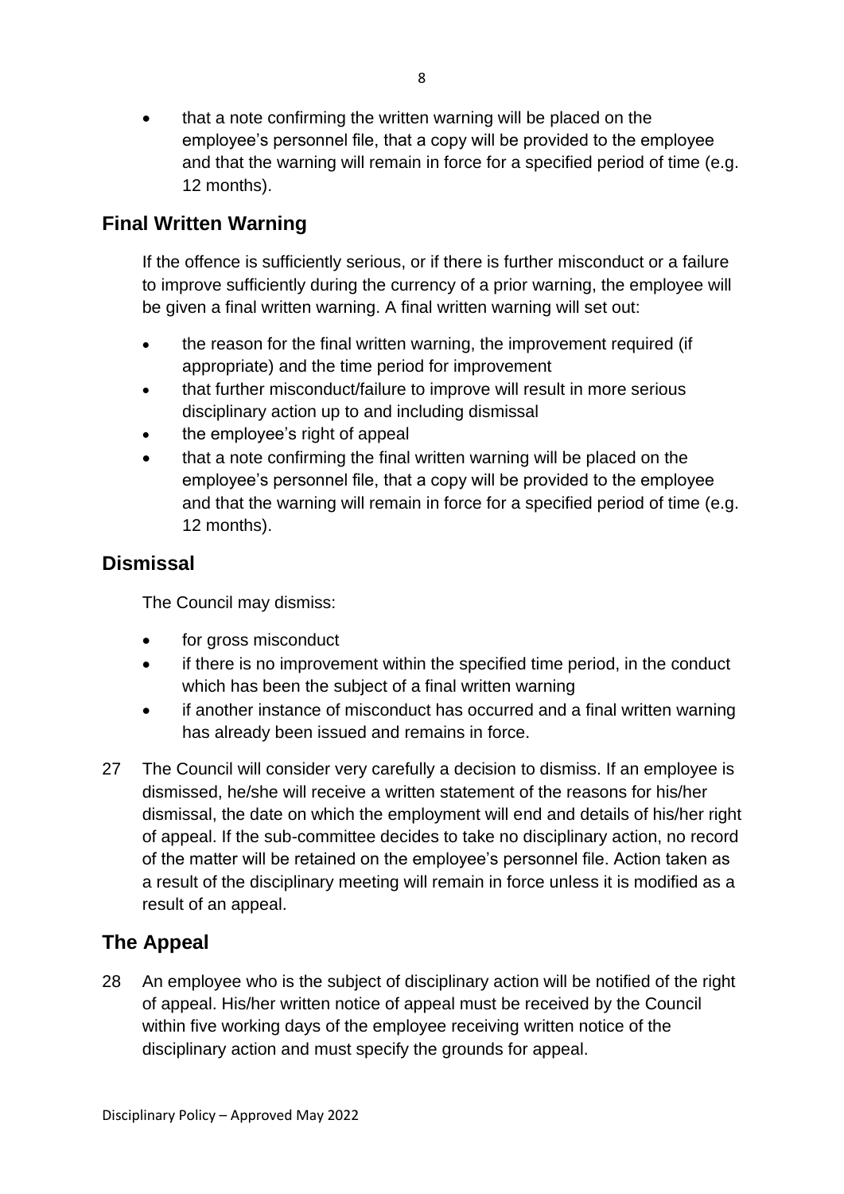- that a note confirming the written warning will be placed on the employee's personnel file, that a copy will be provided to the employee and that the warning will remain in force for a specified period of time (e.g. 12 months).

## Final Written Warning

If the offence is sufficiently serious, or if there is further misconduct or a failure to improve sufficiently during the currency of a prior warning, the employee will be given a final written warning. A final written warning will set out:

- the reason for the final written warning, the improvement required (if appropriate) and the time period for improvement
- that further misconduct/failure to improve will result in more serious disciplinary action up to and including dismissal
- the employee's right of appeal
- that a note confirming the final written warning will be placed on the employee's personnel file, that a copy will be provided to the employee and that the warning will remain in force for a specified period of time (e.g. 12 months).

## Dismissal

The Council may dismiss:

- for gross misconduct
- if there is no improvement within the specified time period, in the conduct which has been the subject of a final written warning
- if another instance of misconduct has occurred and a final written warning has already been issued and remains in force.

27 The Council will consider very carefully a decision to dismiss. If an employee is dismissed, he/she will receive a written statement of the reasons for his/her dismissal, the date on which the employment will end and details of his/her right of appeal. If the sub-committee decides to take no disciplinary action, no record of the matter will be retained on the employee's personnel file. Action taken as a result of the disciplinary meeting will remain in force unless it is modified as a result of an appeal.

## The Appeal

28 An employee who is the subject of disciplinary action will be notified of the right of appeal. His/her written notice of appeal must be received by the Council within five working days of the employee receiving written notice of the disciplinary action and must specify the grounds for appeal.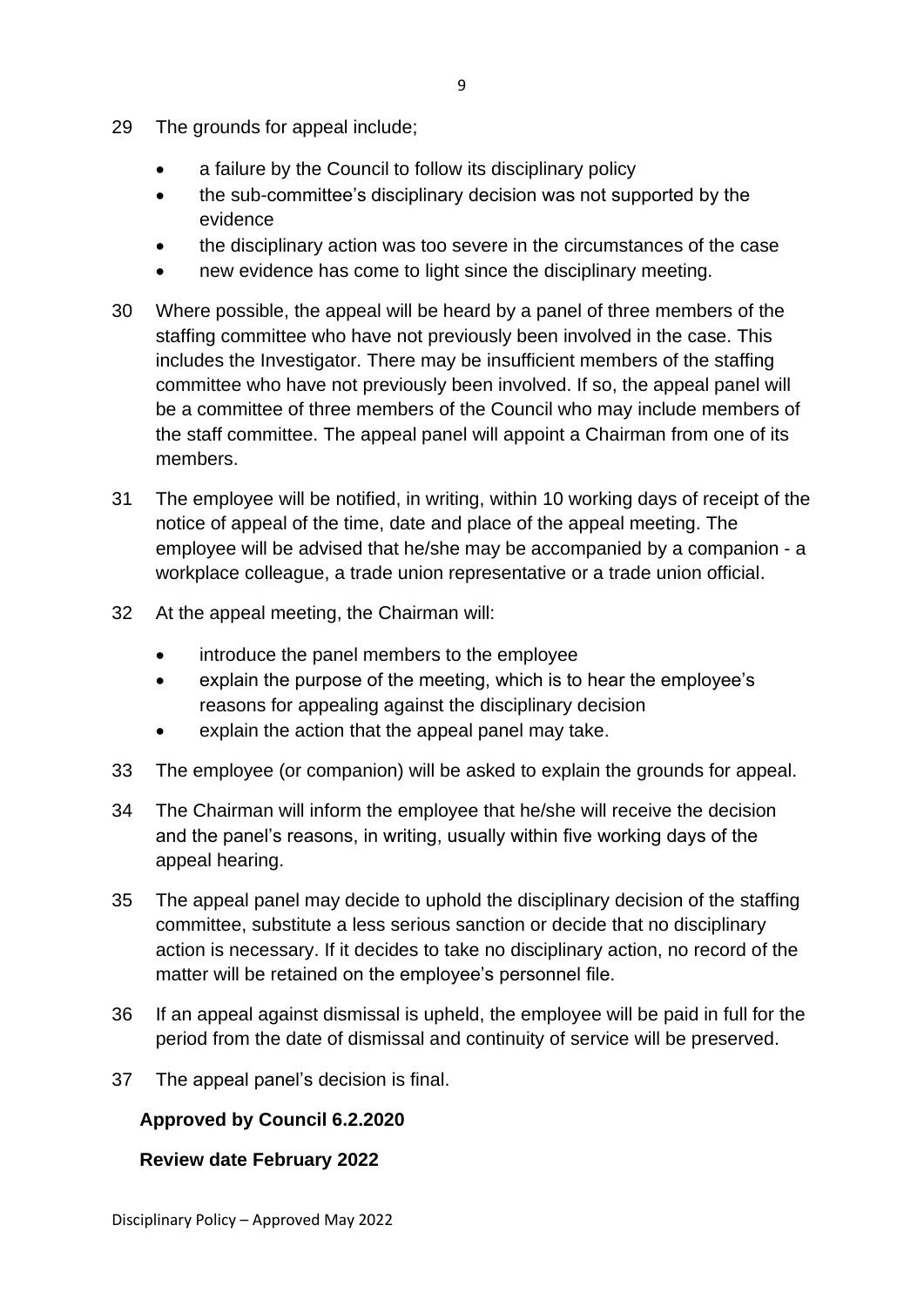29 The grounds for appeal include;

- a failure by the Council to follow its disciplinary policy
- the sub-committee's disciplinary decision was not supported by the evidence
- the disciplinary action was too severe in the circumstances of the case
- new evidence has come to light since the disciplinary meeting.

30 Where possible, the appeal will be heard by a panel of three members of the staffing committee who have not previously been involved in the case. This includes the Investigator. There may be insufficient members of the staffing committee who have not previously been involved. If so, the appeal panel will be a committee of three members of the Council who may include members of the staff committee. The appeal panel will appoint a Chairman from one of its members.

31 The employee will be notified, in writing, within 10 working days of receipt of the notice of appeal of the time, date and place of the appeal meeting. The employee will be advised that he/she may be accompanied by a companion - a workplace colleague, a trade union representative or a trade union official.

32 At the appeal meeting, the Chairman will:

- introduce the panel members to the employee
- explain the purpose of the meeting, which is to hear the employee's reasons for appealing against the disciplinary decision
- explain the action that the appeal panel may take.

33 The employee (or companion) will be asked to explain the grounds for appeal.

34 The Chairman will inform the employee that he/she will receive the decision and the panel's reasons, in writing, usually within five working days of the appeal hearing.

35 The appeal panel may decide to uphold the disciplinary decision of the staffing committee, substitute a less serious sanction or decide that no disciplinary action is necessary. If it decides to take no disciplinary action, no record of the matter will be retained on the employee's personnel file.

36 If an appeal against dismissal is upheld, the employee will be paid in full for the period from the date of dismissal and continuity of service will be preserved.

37 The appeal panel's decision is final.

**Approved by Council 6.2.2020**

**Review date February 2022**